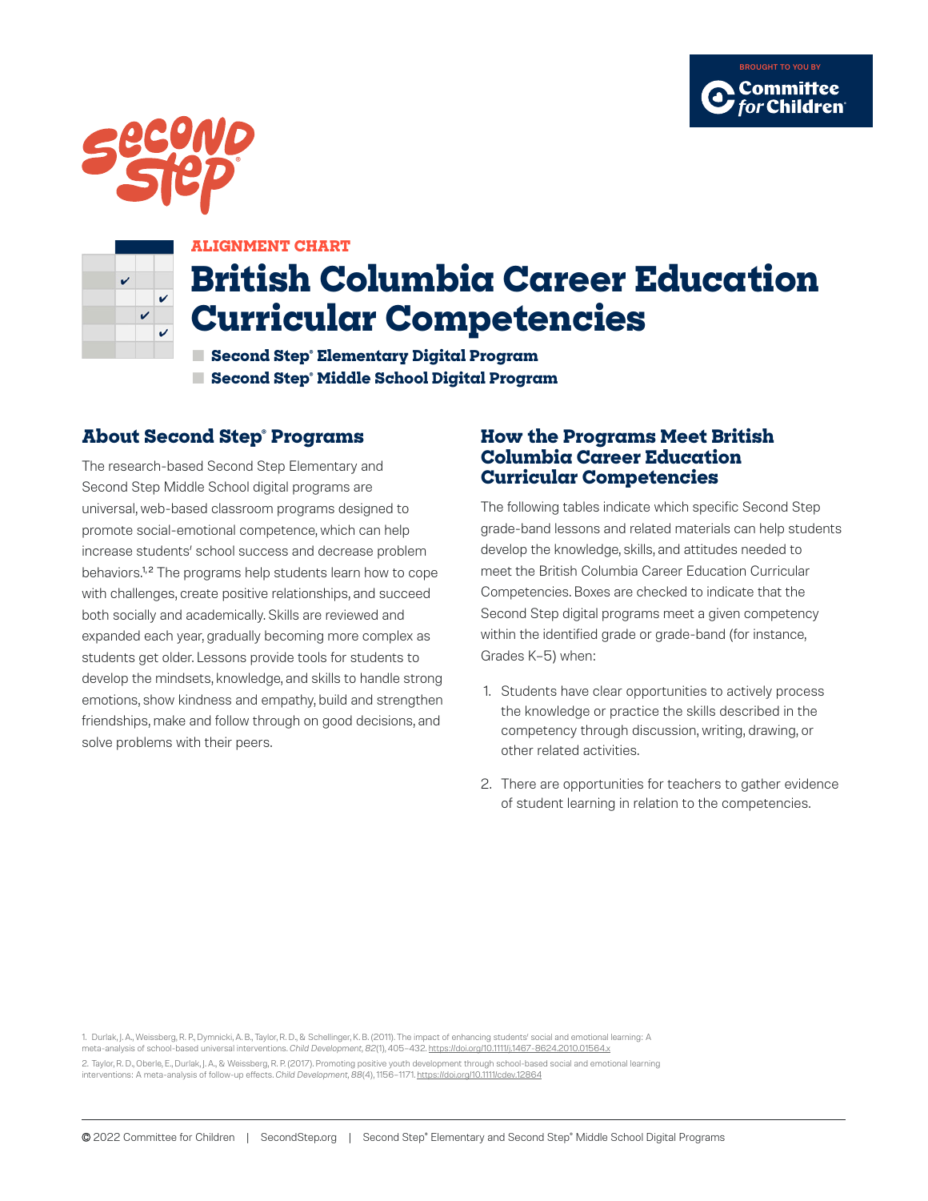BROUGHT TO YOU BY Committee for Children

ALIGNMENT CHART

# British Columbia Career Education Curricular Competencies

- **Second Step® Elementary Digital Program**
- **Second Step® Middle School Digital Program**

## About Second Step® Programs

The research-based Second Step Elementary and Second Step Middle School digital programs are universal, web-based classroom programs designed to promote social-emotional competence, which can help increase students' school success and decrease problem behaviors.[1,2] The programs help students learn how to cope with challenges, create positive relationships, and succeed both socially and academically. Skills are reviewed and expanded each year, gradually becoming more complex as students get older. Lessons provide tools for students to develop the mindsets, knowledge, and skills to handle strong emotions, show kindness and empathy, build and strengthen friendships, make and follow through on good decisions, and solve problems with their peers.

## How the Programs Meet British Columbia Career Education Curricular Competencies

The following tables indicate which specific Second Step grade-band lessons and related materials can help students develop the knowledge, skills, and attitudes needed to meet the British Columbia Career Education Curricular Competencies. Boxes are checked to indicate that the Second Step digital programs meet a given competency within the identified grade or grade-band (for instance, Grades K–5) when:

1. Students have clear opportunities to actively process the knowledge or practice the skills described in the competency through discussion, writing, drawing, or other related activities.
2. There are opportunities for teachers to gather evidence of student learning in relation to the competencies.

1. Durlak, J. A., Weissberg, R. P., Dymnicki, A. B., Taylor, R. D., & Schellinger, K. B. (2011). The impact of enhancing students' social and emotional learning: A meta-analysis of school-based universal interventions. *Child Development, 82*(1), 405–432. https://doi.org/10.1111/j.1467-8624.2010.01564.x

2. Taylor, R. D., Oberle, E., Durlak, J. A., & Weissberg, R. P. (2017). Promoting positive youth development through school-based social and emotional learning interventions: A meta-analysis of follow-up effects. *Child Development, 88*(4), 1156–1171. https://doi.org/10.1111/cdev.12864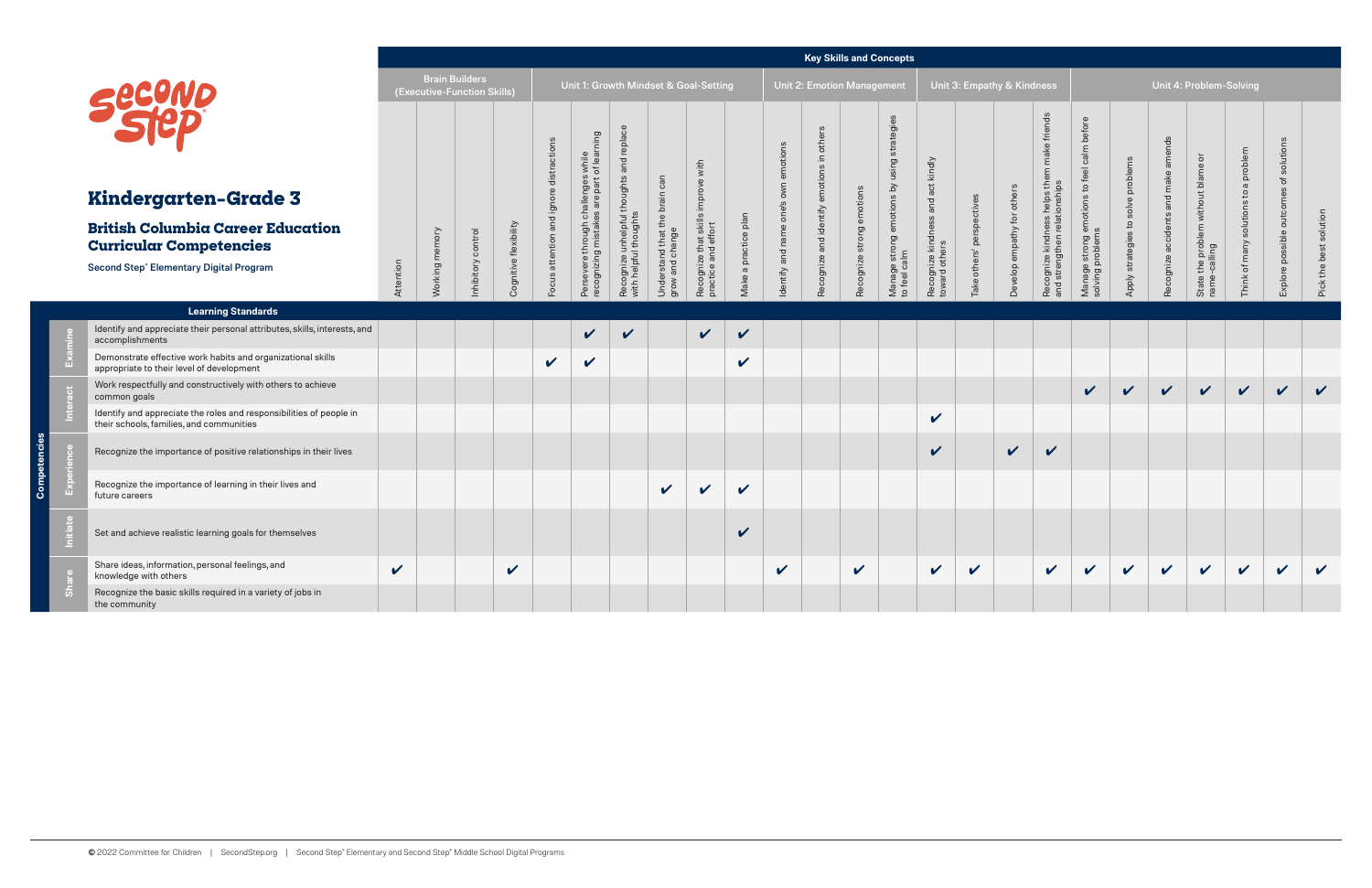# Kindergarten–Grade 3

## British Columbia Career Education Curricular Competencies

**Second Step® Elementary Digital Program**

| Competencies | Learning Standards | Key Skills and Concepts: Brain Builders (Executive-Function Skills) | | | | Unit 1: Growth Mindset & Goal-Setting | | | | | | Unit 2: Emotion Management | | | | Unit 3: Empathy & Kindness | | | | Unit 4: Problem-Solving | | | | | | |
|---|---|---|---|---|---|---|---|---|---|---|---|---|---|---|---|---|---|---|---|---|---|---|---|---|---|---|
| | | Attention | Working memory | Inhibitory control | Cognitive flexibility | Focus attention and ignore distractions | Persevere through challenges while recognizing mistakes are part of learning | Recognize unhelpful thoughts and replace with helpful thoughts | Understand that the brain can grow and change | Recognize that skills improve with practice and effort | Make a practice plan | Identify and name one's own emotions | Recognize and identify emotions in others | Recognize strong emotions | Manage strong emotions by using strategies to feel calm | Recognize kindness and act kindly toward others | Take others' perspectives | Develop empathy for others | Recognize kindness helps them make friends and strengthen relationships | Manage strong emotions to feel calm before solving problems | Apply strategies to solve problems | Recognize accidents and make amends | State the problem without blame or name-calling | Think of many solutions to a problem | Explore possible outcomes of solutions | Pick the best solution |
| Examine | Identify and appreciate their personal attributes, skills, interests, and accomplishments | | | | | | ✔ | ✔ | | ✔ | ✔ | | | | | | | | | | | | | | | |
| Examine | Demonstrate effective work habits and organizational skills appropriate to their level of development | | | | | ✔ | ✔ | | | | ✔ | | | | | | | | | | | | | | | |
| Interact | Work respectfully and constructively with others to achieve common goals | | | | | | | | | | | | | | | | | | | ✔ | ✔ | ✔ | ✔ | ✔ | ✔ | ✔ |
| Interact | Identify and appreciate the roles and responsibilities of people in their schools, families, and communities | | | | | | | | | | | | | | | ✔ | | | | | | | | | | |
| Experience | Recognize the importance of positive relationships in their lives | | | | | | | | | | | | | | | ✔ | | ✔ | ✔ | | | | | | | |
| Experience | Recognize the importance of learning in their lives and future careers | | | | | | | | ✔ | ✔ | ✔ | | | | | | | | | | | | | | | |
| Initiate | Set and achieve realistic learning goals for themselves | | | | | | | | | | ✔ | | | | | | | | | | | | | | | |
| Share | Share ideas, information, personal feelings, and knowledge with others | ✔ | | | ✔ | | | | | | | ✔ | | ✔ | | ✔ | ✔ | | ✔ | ✔ | ✔ | ✔ | ✔ | ✔ | ✔ | ✔ |
| Share | Recognize the basic skills required in a variety of jobs in the community | | | | | | | | | | | | | | | | | | | | | | | | | |

© 2022 Committee for Children | SecondStep.org | Second Step® Elementary and Second Step® Middle School Digital Programs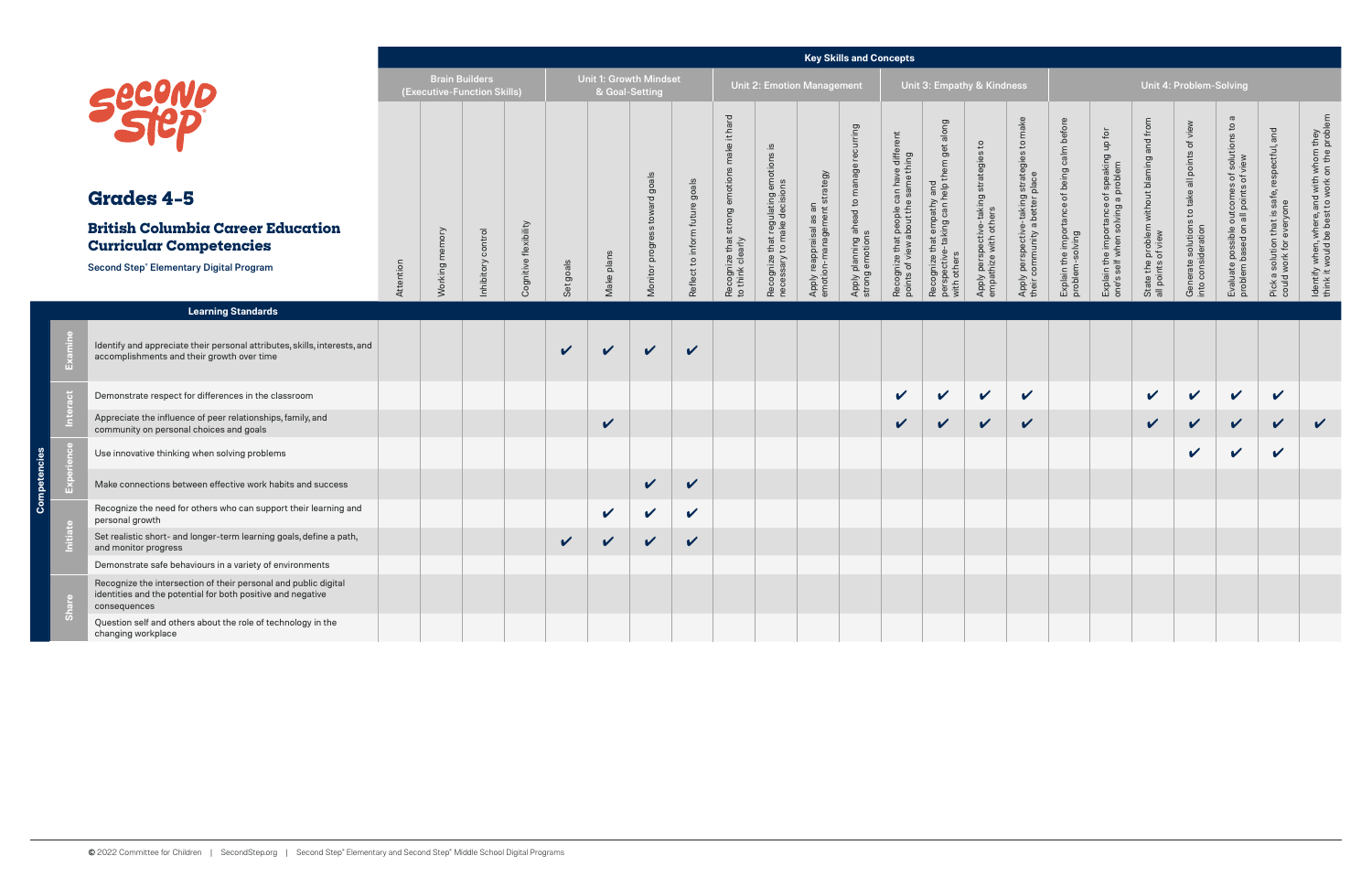# Grades 4–5

## British Columbia Career Education Curricular Competencies

**Second Step® Elementary Digital Program**

| Competencies | Learning Standards | Key Skills and Concepts: Brain Builders (Executive-Function Skills) | | | | Unit 1: Growth Mindset & Goal-Setting | | | | Unit 2: Emotion Management | | | | Unit 3: Empathy & Kindness | | | | Unit 4: Problem-Solving | | | | | | |
|---|---|---|---|---|---|---|---|---|---|---|---|---|---|---|---|---|---|---|---|---|---|---|---|---|
| | | Attention | Working memory | Inhibitory control | Cognitive flexibility | Set goals | Make plans | Monitor progress toward goals | Reflect to inform future goals | Recognize that strong emotions make it hard to think clearly | Recognize that regulating emotions is necessary to make decisions | Apply reappraisal as an emotion-management strategy | Apply planning ahead to manage recurring strong emotions | Recognize that people can have different points of view about the same thing | Recognize that empathy and perspective-taking can help them get along with others | Apply perspective-taking strategies to empathize with others | Apply perspective-taking strategies to make their community a better place | Explain the importance of being calm before problem-solving | Explain the importance of speaking up for one's self when solving a problem | State the problem without blaming and from all points of view | Generate solutions to take all points of view into consideration | Evaluate possible outcomes of solutions to a problem based on all points of view | Pick a solution that is safe, respectful, and could work for everyone | Identify when, where, and with whom they think it would be best to work on the problem |
| Examine | Identify and appreciate their personal attributes, skills, interests, and accomplishments and their growth over time | | | | | ✔ | ✔ | ✔ | ✔ | | | | | | | | | | | | | | | |
| Interact | Demonstrate respect for differences in the classroom | | | | | | | | | | | | | ✔ | ✔ | ✔ | ✔ | | | ✔ | ✔ | ✔ | ✔ | |
| Interact | Appreciate the influence of peer relationships, family, and community on personal choices and goals | | | | | | ✔ | | | | | | | ✔ | ✔ | ✔ | ✔ | | | ✔ | ✔ | ✔ | ✔ | ✔ |
| Experience | Use innovative thinking when solving problems | | | | | | | | | | | | | | | | | | | | ✔ | ✔ | ✔ | |
| Experience | Make connections between effective work habits and success | | | | | | | ✔ | ✔ | | | | | | | | | | | | | | | |
| Initiate | Recognize the need for others who can support their learning and personal growth | | | | | | ✔ | ✔ | ✔ | | | | | | | | | | | | | | | |
| Initiate | Set realistic short- and longer-term learning goals, define a path, and monitor progress | | | | | ✔ | ✔ | ✔ | ✔ | | | | | | | | | | | | | | | |
| Initiate | Demonstrate safe behaviours in a variety of environments | | | | | | | | | | | | | | | | | | | | | | | |
| Share | Recognize the intersection of their personal and public digital identities and the potential for both positive and negative consequences | | | | | | | | | | | | | | | | | | | | | | | |
| Share | Question self and others about the role of technology in the changing workplace | | | | | | | | | | | | | | | | | | | | | | | |

© 2022 Committee for Children | SecondStep.org | Second Step® Elementary and Second Step® Middle School Digital Programs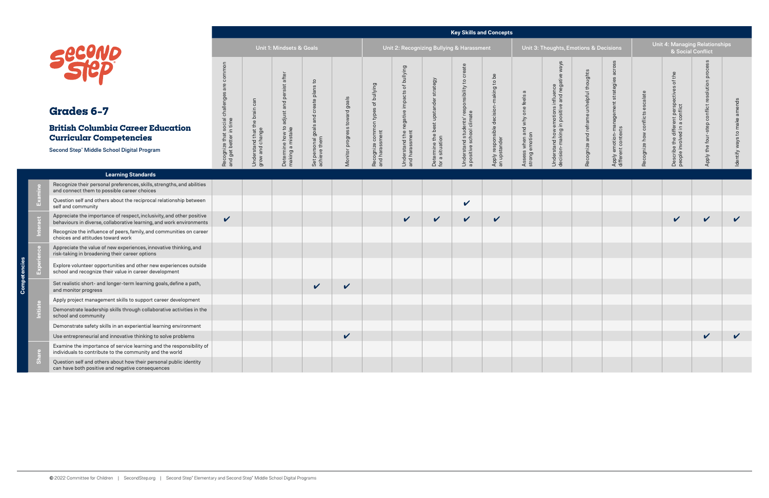# Grades 6–7

## British Columbia Career Education Curricular Competencies

Second Step® Middle School Digital Program

| Competencies | Learning Standards | Unit 1: Mindsets & Goals | | | | | Unit 2: Recognizing Bullying & Harassment | | | | | Unit 3: Thoughts, Emotions & Decisions | | | | Unit 4: Managing Relationships & Social Conflict | | | |
|---|---|---|---|---|---|---|---|---|---|---|---|---|---|---|---|---|---|---|---|
| | | Recognize that social challenges are common and get better in time | Understand that the brain can grow and change | Determine how to adjust and persist after making a mistake | Set personal goals and create plans to achieve them | Monitor progress toward goals | Recognize common types of bullying and harassment | Understand the negative impacts of bullying and harassment | Determine the best upstander strategy for a situation | Understand students' responsibility to create a positive school climate | Apply responsible decision-making to be an upstander | Assess when and why one feels a strong emotion | Understand how emotions influence decision-making in positive and negative ways | Recognize and reframe unhelpful thoughts | Apply emotion-management strategies across different contexts | Recognize how conflicts escalate | Describe the different perspectives of the people involved in a conflict | Apply the four-step conflict resolution process | Identify ways to make amends |
| Examine | Recognize their personal preferences, skills, strengths, and abilities and connect them to possible career choices | | | | | | | | | | | | | | | | | | |
| Examine | Question self and others about the reciprocal relationship between self and community | | | | | | | | | ✔ | | | | | | | | | |
| Interact | Appreciate the importance of respect, inclusivity, and other positive behaviours in diverse, collaborative learning, and work environments | ✔ | | | | | | ✔ | ✔ | ✔ | ✔ | | | | | | ✔ | ✔ | ✔ |
| Interact | Recognize the influence of peers, family, and communities on career choices and attitudes toward work | | | | | | | | | | | | | | | | | | |
| Experience | Appreciate the value of new experiences, innovative thinking, and risk-taking in broadening their career options | | | | | | | | | | | | | | | | | | |
| Experience | Explore volunteer opportunities and other new experiences outside school and recognize their value in career development | | | | | | | | | | | | | | | | | | |
| Initiate | Set realistic short- and longer-term learning goals, define a path, and monitor progress | | | | ✔ | ✔ | | | | | | | | | | | | | |
| Initiate | Apply project management skills to support career development | | | | | | | | | | | | | | | | | | |
| Initiate | Demonstrate leadership skills through collaborative activities in the school and community | | | | | | | | | | | | | | | | | | |
| Initiate | Demonstrate safety skills in an experiential learning environment | | | | | | | | | | | | | | | | | | |
| Initiate | Use entrepreneurial and innovative thinking to solve problems | | | | | ✔ | | | | | | | | | | | | ✔ | ✔ |
| Share | Examine the importance of service learning and the responsibility of individuals to contribute to the community and the world | | | | | | | | | | | | | | | | | | |
| Share | Question self and others about how their personal public identity can have both positive and negative consequences | | | | | | | | | | | | | | | | | | |

© 2022 Committee for Children | SecondStep.org | Second Step® Elementary and Second Step® Middle School Digital Programs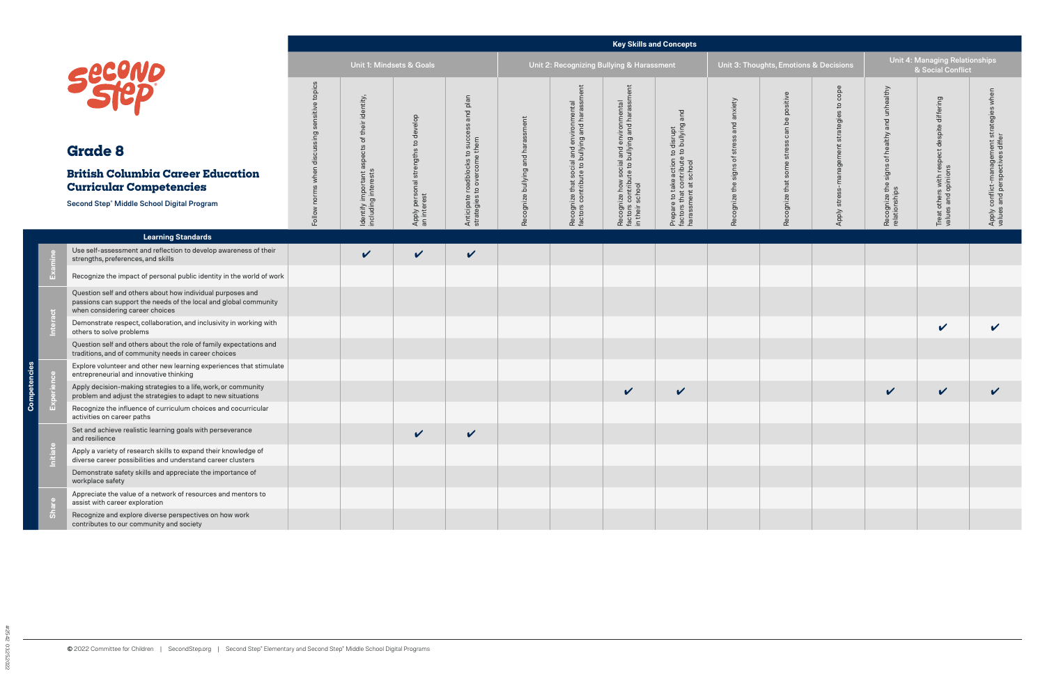# Grade 8

## British Columbia Career Education Curricular Competencies

Second Step® Middle School Digital Program

| | | Key Skills and Concepts | | | | | | | | | | | | | | |
|---|---|---|---|---|---|---|---|---|---|---|---|---|---|---|---|---|
| | | | Unit 1: Mindsets & Goals | | | Unit 2: Recognizing Bullying & Harassment | | | | Unit 3: Thoughts, Emotions & Decisions | | | Unit 4: Managing Relationships & Social Conflict | | | |
| **Competencies** | **Learning Standards** | Follow norms when discussing sensitive topics | Identify important aspects of their identity, including interests | Apply personal strengths to develop an interest | Anticipate roadblocks to success and plan strategies to overcome them | Recognize bullying and harassment | Recognize that social and environmental factors contribute to bullying and harassment | Recognize how social and environmental factors contribute to bullying and harassment in their school | Prepare to take action to disrupt factors that contribute to bullying and harassment at school | Recognize the signs of stress and anxiety | Recognize that some stress can be positive | Apply stress-management strategies to cope | Recognize the signs of healthy and unhealthy relationships | Treat others with respect despite differing values and opinions | Apply conflict-management strategies when values and perspectives differ |
| Examine | Use self-assessment and reflection to develop awareness of their strengths, preferences, and skills | | ✔ | ✔ | ✔ | | | | | | | | | | |
| | Recognize the impact of personal public identity in the world of work | | | | | | | | | | | | | | |
| Interact | Question self and others about how individual purposes and passions can support the needs of the local and global community when considering career choices | | | | | | | | | | | | | | |
| | Demonstrate respect, collaboration, and inclusivity in working with others to solve problems | | | | | | | | | | | | | ✔ | ✔ |
| | Question self and others about the role of family expectations and traditions, and of community needs in career choices | | | | | | | | | | | | | | |
| Experience | Explore volunteer and other new learning experiences that stimulate entrepreneurial and innovative thinking | | | | | | | | | | | | | | |
| | Apply decision-making strategies to a life, work, or community problem and adjust the strategies to adapt to new situations | | | | | | | ✔ | ✔ | | | | ✔ | ✔ | ✔ |
| | Recognize the influence of curriculum choices and cocurricular activities on career paths | | | | | | | | | | | | | | |
| Initiate | Set and achieve realistic learning goals with perseverance and resilience | | | ✔ | ✔ | | | | | | | | | | |
| | Apply a variety of research skills to expand their knowledge of diverse career possibilities and understand career clusters | | | | | | | | | | | | | | |
| | Demonstrate safety skills and appreciate the importance of workplace safety | | | | | | | | | | | | | | |
| Share | Appreciate the value of a network of resources and mentors to assist with career exploration | | | | | | | | | | | | | | |
| | Recognize and explore diverse perspectives on how work contributes to our community and society | | | | | | | | | | | | | | |

© 2022 Committee for Children | SecondStep.org | Second Step® Elementary and Second Step® Middle School Digital Programs